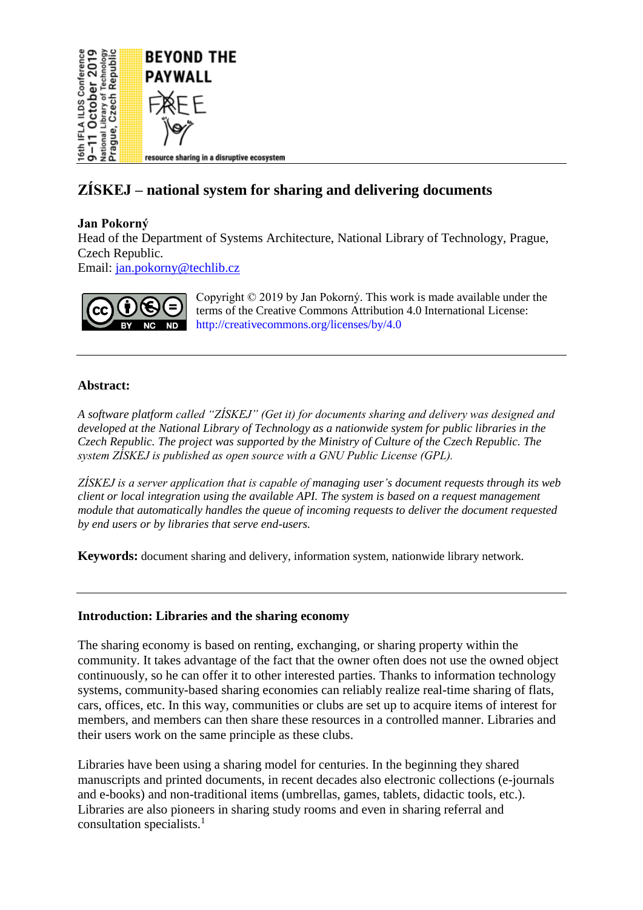# ZÍSKEJ – national system for sharing and delivering documents

**Jan Pokorný**
Head of the Department of Systems Architecture, National Library of Technology, Prague, Czech Republic.
Email: jan.pokorny@techlib.cz

Copyright © 2019 by Jan Pokorný. This work is made available under the terms of the Creative Commons Attribution 4.0 International License: http://creativecommons.org/licenses/by/4.0

---

**Abstract:**

*A software platform called "ZÍSKEJ" (Get it) for documents sharing and delivery was designed and developed at the National Library of Technology as a nationwide system for public libraries in the Czech Republic. The project was supported by the Ministry of Culture of the Czech Republic. The system ZÍSKEJ is published as open source with a GNU Public License (GPL).*

*ZÍSKEJ is a server application that is capable of managing user's document requests through its web client or local integration using the available API. The system is based on a request management module that automatically handles the queue of incoming requests to deliver the document requested by end users or by libraries that serve end-users.*

**Keywords:** document sharing and delivery, information system, nationwide library network.

---

## Introduction: Libraries and the sharing economy

The sharing economy is based on renting, exchanging, or sharing property within the community. It takes advantage of the fact that the owner often does not use the owned object continuously, so he can offer it to other interested parties. Thanks to information technology systems, community-based sharing economies can reliably realize real-time sharing of flats, cars, offices, etc. In this way, communities or clubs are set up to acquire items of interest for members, and members can then share these resources in a controlled manner. Libraries and their users work on the same principle as these clubs.

Libraries have been using a sharing model for centuries. In the beginning they shared manuscripts and printed documents, in recent decades also electronic collections (e-journals and e-books) and non-traditional items (umbrellas, games, tablets, didactic tools, etc.). Libraries are also pioneers in sharing study rooms and even in sharing referral and consultation specialists.[1]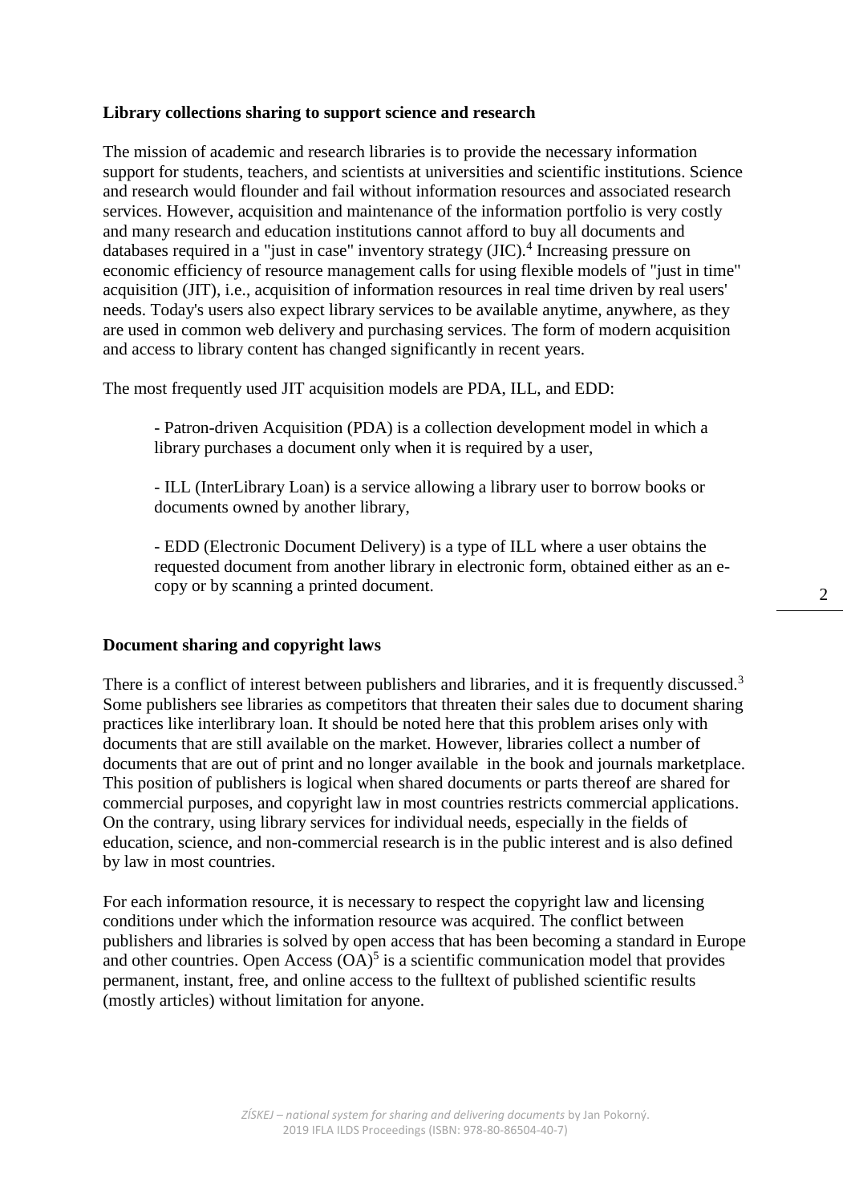## Library collections sharing to support science and research

The mission of academic and research libraries is to provide the necessary information support for students, teachers, and scientists at universities and scientific institutions. Science and research would flounder and fail without information resources and associated research services. However, acquisition and maintenance of the information portfolio is very costly and many research and education institutions cannot afford to buy all documents and databases required in a "just in case" inventory strategy (JIC).[4] Increasing pressure on economic efficiency of resource management calls for using flexible models of "just in time" acquisition (JIT), i.e., acquisition of information resources in real time driven by real users' needs. Today's users also expect library services to be available anytime, anywhere, as they are used in common web delivery and purchasing services. The form of modern acquisition and access to library content has changed significantly in recent years.

The most frequently used JIT acquisition models are PDA, ILL, and EDD:

- Patron-driven Acquisition (PDA) is a collection development model in which a library purchases a document only when it is required by a user,
- ILL (InterLibrary Loan) is a service allowing a library user to borrow books or documents owned by another library,
- EDD (Electronic Document Delivery) is a type of ILL where a user obtains the requested document from another library in electronic form, obtained either as an e-copy or by scanning a printed document.

## Document sharing and copyright laws

There is a conflict of interest between publishers and libraries, and it is frequently discussed.[3] Some publishers see libraries as competitors that threaten their sales due to document sharing practices like interlibrary loan. It should be noted here that this problem arises only with documents that are still available on the market. However, libraries collect a number of documents that are out of print and no longer available in the book and journals marketplace. This position of publishers is logical when shared documents or parts thereof are shared for commercial purposes, and copyright law in most countries restricts commercial applications. On the contrary, using library services for individual needs, especially in the fields of education, science, and non-commercial research is in the public interest and is also defined by law in most countries.

For each information resource, it is necessary to respect the copyright law and licensing conditions under which the information resource was acquired. The conflict between publishers and libraries is solved by open access that has been becoming a standard in Europe and other countries. Open Access (OA)[5] is a scientific communication model that provides permanent, instant, free, and online access to the fulltext of published scientific results (mostly articles) without limitation for anyone.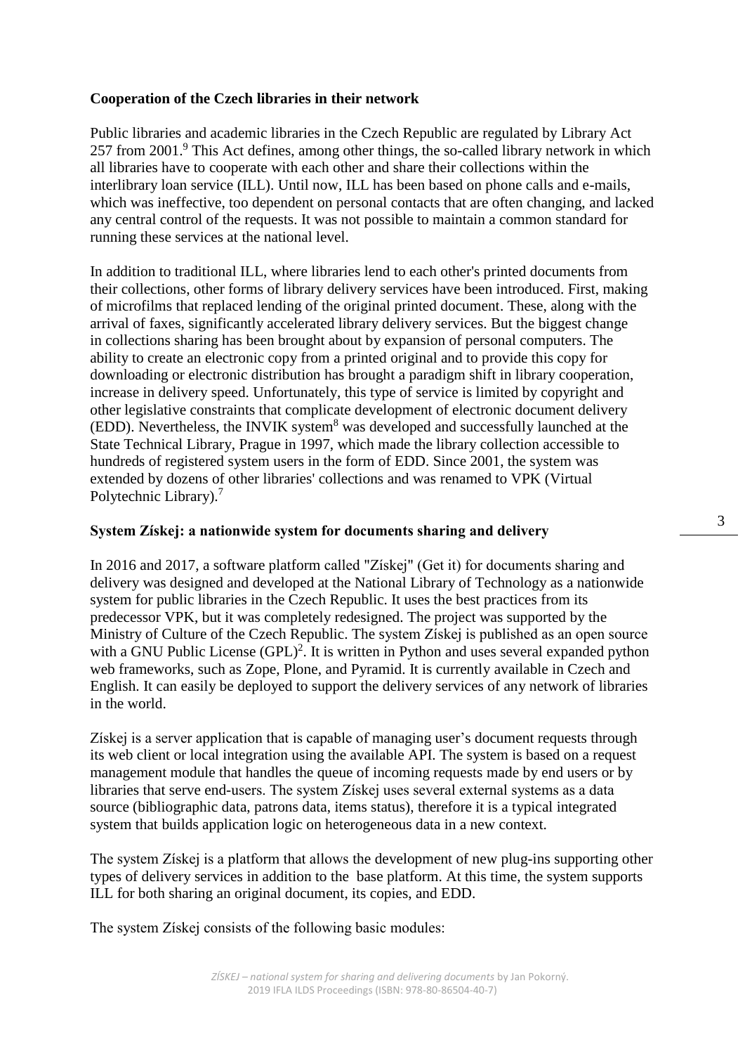## Cooperation of the Czech libraries in their network

Public libraries and academic libraries in the Czech Republic are regulated by Library Act 257 from 2001.[9] This Act defines, among other things, the so-called library network in which all libraries have to cooperate with each other and share their collections within the interlibrary loan service (ILL). Until now, ILL has been based on phone calls and e-mails, which was ineffective, too dependent on personal contacts that are often changing, and lacked any central control of the requests. It was not possible to maintain a common standard for running these services at the national level.

In addition to traditional ILL, where libraries lend to each other's printed documents from their collections, other forms of library delivery services have been introduced. First, making of microfilms that replaced lending of the original printed document. These, along with the arrival of faxes, significantly accelerated library delivery services. But the biggest change in collections sharing has been brought about by expansion of personal computers. The ability to create an electronic copy from a printed original and to provide this copy for downloading or electronic distribution has brought a paradigm shift in library cooperation, increase in delivery speed. Unfortunately, this type of service is limited by copyright and other legislative constraints that complicate development of electronic document delivery (EDD). Nevertheless, the INVIK system[8] was developed and successfully launched at the State Technical Library, Prague in 1997, which made the library collection accessible to hundreds of registered system users in the form of EDD. Since 2001, the system was extended by dozens of other libraries' collections and was renamed to VPK (Virtual Polytechnic Library).[7]

## System Získej: a nationwide system for documents sharing and delivery

In 2016 and 2017, a software platform called "Získej" (Get it) for documents sharing and delivery was designed and developed at the National Library of Technology as a nationwide system for public libraries in the Czech Republic. It uses the best practices from its predecessor VPK, but it was completely redesigned. The project was supported by the Ministry of Culture of the Czech Republic. The system Získej is published as an open source with a GNU Public License (GPL)[2]. It is written in Python and uses several expanded python web frameworks, such as Zope, Plone, and Pyramid. It is currently available in Czech and English. It can easily be deployed to support the delivery services of any network of libraries in the world.

Získej is a server application that is capable of managing user's document requests through its web client or local integration using the available API. The system is based on a request management module that handles the queue of incoming requests made by end users or by libraries that serve end-users. The system Získej uses several external systems as a data source (bibliographic data, patrons data, items status), therefore it is a typical integrated system that builds application logic on heterogeneous data in a new context.

The system Získej is a platform that allows the development of new plug-ins supporting other types of delivery services in addition to the base platform. At this time, the system supports ILL for both sharing an original document, its copies, and EDD.

The system Získej consists of the following basic modules: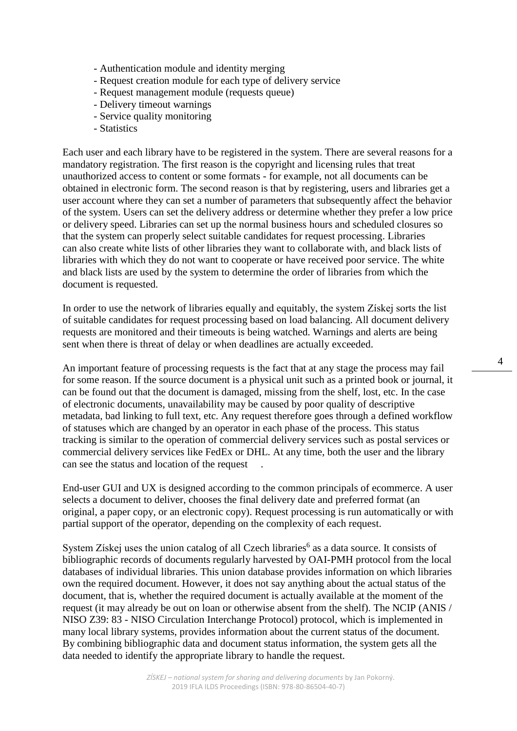- Authentication module and identity merging
- Request creation module for each type of delivery service
- Request management module (requests queue)
- Delivery timeout warnings
- Service quality monitoring
- Statistics

Each user and each library have to be registered in the system. There are several reasons for a mandatory registration. The first reason is the copyright and licensing rules that treat unauthorized access to content or some formats - for example, not all documents can be obtained in electronic form. The second reason is that by registering, users and libraries get a user account where they can set a number of parameters that subsequently affect the behavior of the system. Users can set the delivery address or determine whether they prefer a low price or delivery speed. Libraries can set up the normal business hours and scheduled closures so that the system can properly select suitable candidates for request processing. Libraries can also create white lists of other libraries they want to collaborate with, and black lists of libraries with which they do not want to cooperate or have received poor service. The white and black lists are used by the system to determine the order of libraries from which the document is requested.

In order to use the network of libraries equally and equitably, the system Získej sorts the list of suitable candidates for request processing based on load balancing. All document delivery requests are monitored and their timeouts is being watched. Warnings and alerts are being sent when there is threat of delay or when deadlines are actually exceeded.

An important feature of processing requests is the fact that at any stage the process may fail for some reason. If the source document is a physical unit such as a printed book or journal, it can be found out that the document is damaged, missing from the shelf, lost, etc. In the case of electronic documents, unavailability may be caused by poor quality of descriptive metadata, bad linking to full text, etc. Any request therefore goes through a defined workflow of statuses which are changed by an operator in each phase of the process. This status tracking is similar to the operation of commercial delivery services such as postal services or commercial delivery services like FedEx or DHL. At any time, both the user and the library can see the status and location of the request .

End-user GUI and UX is designed according to the common principals of ecommerce. A user selects a document to deliver, chooses the final delivery date and preferred format (an original, a paper copy, or an electronic copy). Request processing is run automatically or with partial support of the operator, depending on the complexity of each request.

System Získej uses the union catalog of all Czech libraries[6] as a data source. It consists of bibliographic records of documents regularly harvested by OAI-PMH protocol from the local databases of individual libraries. This union database provides information on which libraries own the required document. However, it does not say anything about the actual status of the document, that is, whether the required document is actually available at the moment of the request (it may already be out on loan or otherwise absent from the shelf). The NCIP (ANIS / NISO Z39: 83 - NISO Circulation Interchange Protocol) protocol, which is implemented in many local library systems, provides information about the current status of the document. By combining bibliographic data and document status information, the system gets all the data needed to identify the appropriate library to handle the request.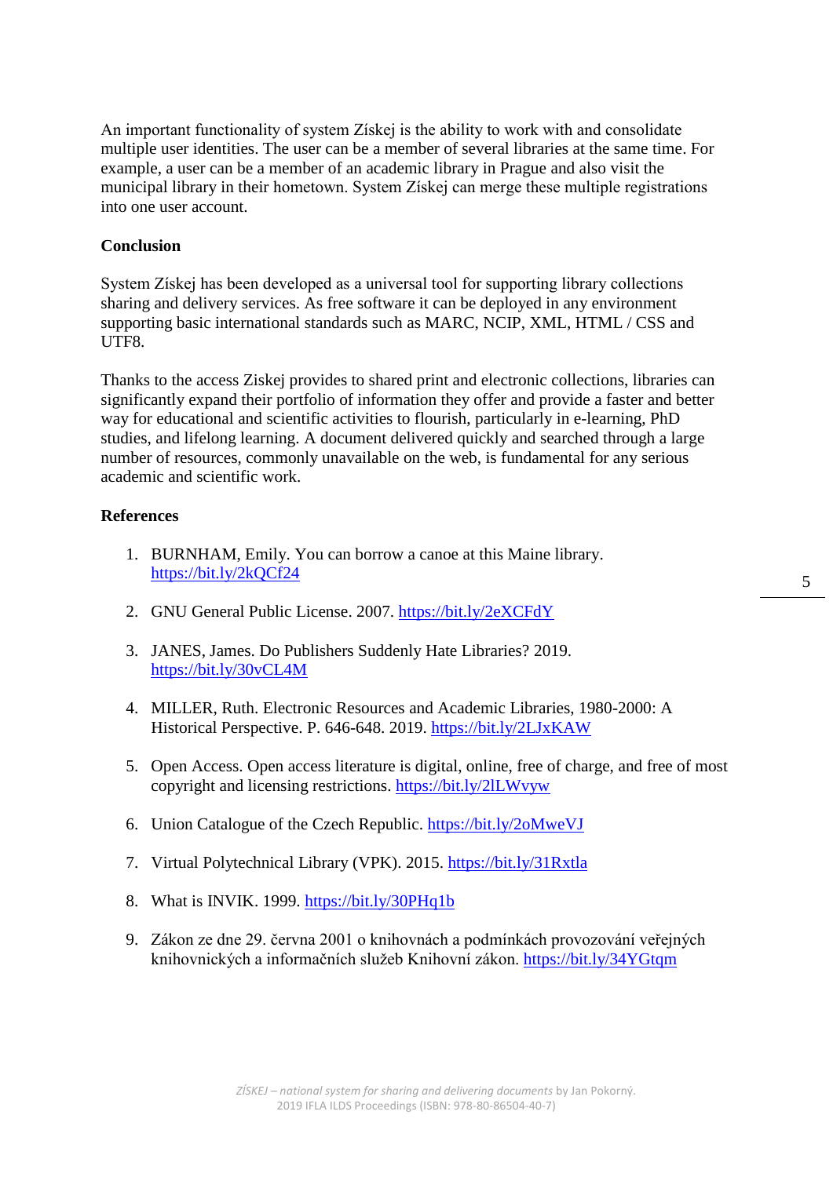An important functionality of system Získej is the ability to work with and consolidate multiple user identities. The user can be a member of several libraries at the same time. For example, a user can be a member of an academic library in Prague and also visit the municipal library in their hometown. System Získej can merge these multiple registrations into one user account.

## Conclusion

System Získej has been developed as a universal tool for supporting library collections sharing and delivery services. As free software it can be deployed in any environment supporting basic international standards such as MARC, NCIP, XML, HTML / CSS and UTF8.

Thanks to the access Ziskej provides to shared print and electronic collections, libraries can significantly expand their portfolio of information they offer and provide a faster and better way for educational and scientific activities to flourish, particularly in e-learning, PhD studies, and lifelong learning. A document delivered quickly and searched through a large number of resources, commonly unavailable on the web, is fundamental for any serious academic and scientific work.

## References

1. BURNHAM, Emily. You can borrow a canoe at this Maine library. https://bit.ly/2kQCf24
2. GNU General Public License. 2007. https://bit.ly/2eXCFdY
3. JANES, James. Do Publishers Suddenly Hate Libraries? 2019. https://bit.ly/30vCL4M
4. MILLER, Ruth. Electronic Resources and Academic Libraries, 1980-2000: A Historical Perspective. P. 646-648. 2019. https://bit.ly/2LJxKAW
5. Open Access. Open access literature is digital, online, free of charge, and free of most copyright and licensing restrictions. https://bit.ly/2lLWvyw
6. Union Catalogue of the Czech Republic. https://bit.ly/2oMweVJ
7. Virtual Polytechnical Library (VPK). 2015. https://bit.ly/31Rxtla
8. What is INVIK. 1999. https://bit.ly/30PHq1b
9. Zákon ze dne 29. června 2001 o knihovnách a podmínkách provozování veřejných knihovnických a informačních služeb Knihovní zákon. https://bit.ly/34YGtqm